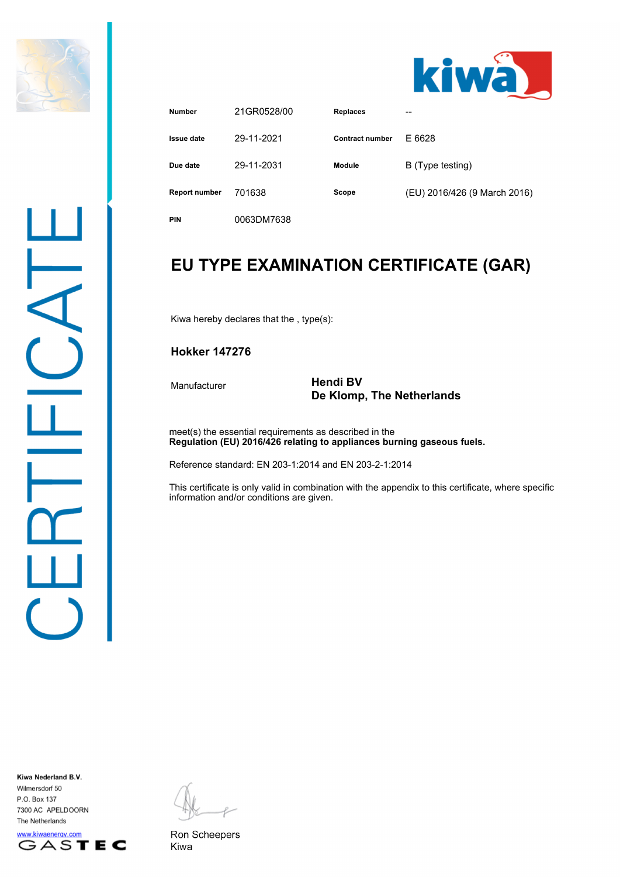kiwa

| Number | 21GR0528/00 | Replaces | -- |
| --- | --- | --- | --- |
| Issue date | 29-11-2021 | Contract number | E 6628 |
| Due date | 29-11-2031 | Module | B (Type testing) |
| Report number | 701638 | Scope | (EU) 2016/426 (9 March 2016) |
| PIN | 0063DM7638 | | |

CERTIFICATE

# EU TYPE EXAMINATION CERTIFICATE (GAR)

Kiwa hereby declares that the , type(s):

**Hokker 147276**

Manufacturer **Hendi BV**
**De Klomp, The Netherlands**

meet(s) the essential requirements as described in the
**Regulation (EU) 2016/426 relating to appliances burning gaseous fuels.**

Reference standard: EN 203-1:2014 and EN 203-2-1:2014

This certificate is only valid in combination with the appendix to this certificate, where specific information and/or conditions are given.

Ron Scheepers
Kiwa

**Kiwa Nederland B.V.**
Wilmersdorf 50
P.O. Box 137
7300 AC APELDOORN
The Netherlands
www.kiwaenergy.com

GASTEC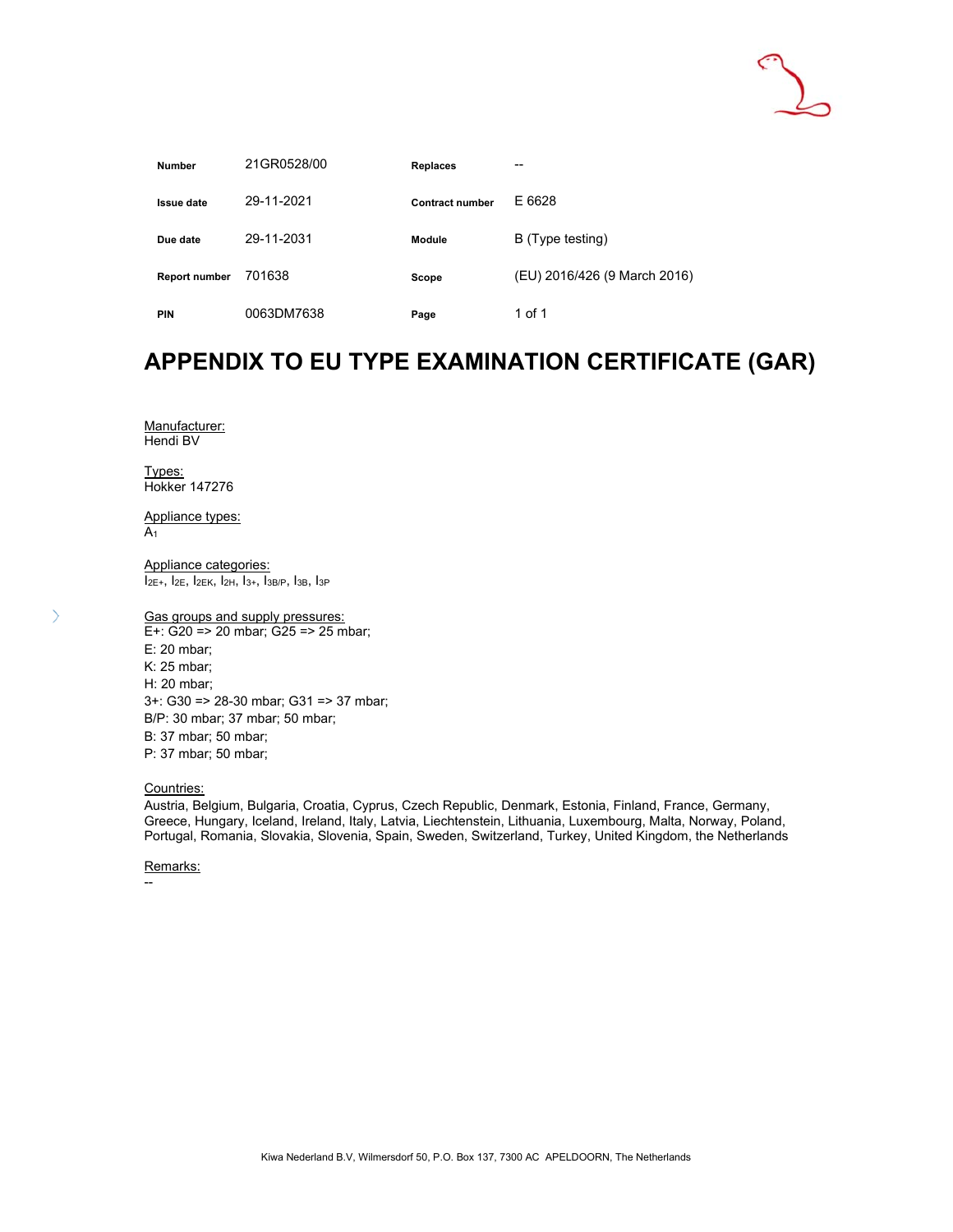| | | | |
|---|---|---|---|
| **Number** | 21GR0528/00 | **Replaces** | -- |
| **Issue date** | 29-11-2021 | **Contract number** | E 6628 |
| **Due date** | 29-11-2031 | **Module** | B (Type testing) |
| **Report number** | 701638 | **Scope** | (EU) 2016/426 (9 March 2016) |
| **PIN** | 0063DM7638 | **Page** | 1 of 1 |

# APPENDIX TO EU TYPE EXAMINATION CERTIFICATE (GAR)

Manufacturer:
Hendi BV

Types:
Hokker 147276

Appliance types:
$A_1$

Appliance categories:
$I_{2E+}$, $I_{2E}$, $I_{2EK}$, $I_{2H}$, $I_{3+}$, $I_{3B/P}$, $I_{3B}$, $I_{3P}$

Gas groups and supply pressures:
E+: G20 => 20 mbar; G25 => 25 mbar;
E: 20 mbar;
K: 25 mbar;
H: 20 mbar;
3+: G30 => 28-30 mbar; G31 => 37 mbar;
B/P: 30 mbar; 37 mbar; 50 mbar;
B: 37 mbar; 50 mbar;
P: 37 mbar; 50 mbar;

Countries:
Austria, Belgium, Bulgaria, Croatia, Cyprus, Czech Republic, Denmark, Estonia, Finland, France, Germany, Greece, Hungary, Iceland, Ireland, Italy, Latvia, Liechtenstein, Lithuania, Luxembourg, Malta, Norway, Poland, Portugal, Romania, Slovakia, Slovenia, Spain, Sweden, Switzerland, Turkey, United Kingdom, the Netherlands

Remarks:
--

Kiwa Nederland B.V, Wilmersdorf 50, P.O. Box 137, 7300 AC APELDOORN, The Netherlands